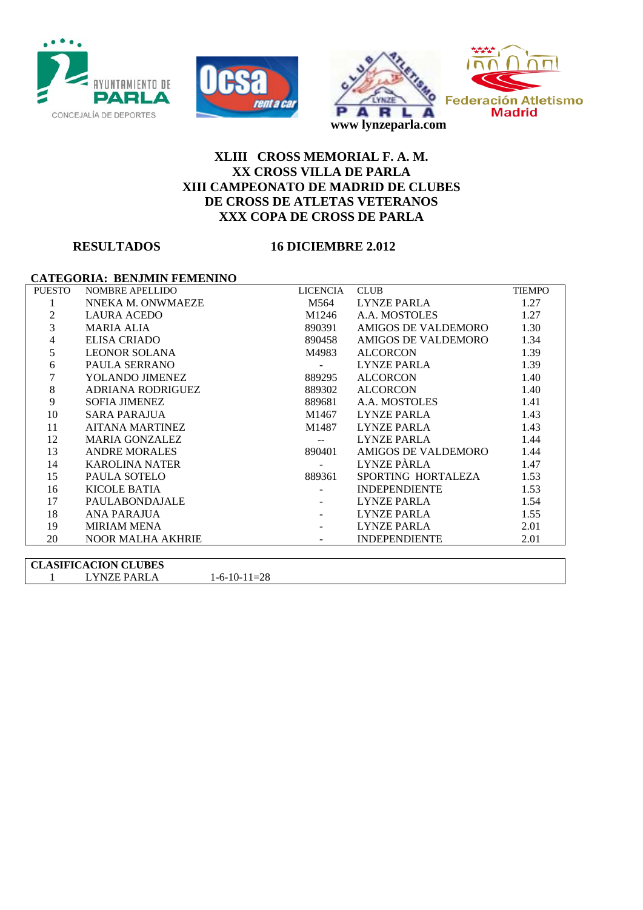AYUNTAMIENTO DE PARLA
CONCEJALÍA DE DEPORTES

Ocsa rent a car

CLUB ATLETISMO LYNZE PARLA
www lynzeparla.com

Federación Atletismo Madrid

# XLIII CROSS MEMORIAL F. A. M.
# XX CROSS VILLA DE PARLA
# XIII CAMPEONATO DE MADRID DE CLUBES
# DE CROSS DE ATLETAS VETERANOS
# XXX COPA DE CROSS DE PARLA

**RESULTADOS** **16 DICIEMBRE 2.012**

**CATEGORIA: BENJMIN FEMENINO**

| PUESTO | NOMBRE APELLIDO | LICENCIA | CLUB | TIEMPO |
|---|---|---|---|---|
| 1 | NNEKA M. ONWMAEZE | M564 | LYNZE PARLA | 1.27 |
| 2 | LAURA ACEDO | M1246 | A.A. MOSTOLES | 1.27 |
| 3 | MARIA ALIA | 890391 | AMIGOS DE VALDEMORO | 1.30 |
| 4 | ELISA CRIADO | 890458 | AMIGOS DE VALDEMORO | 1.34 |
| 5 | LEONOR SOLANA | M4983 | ALCORCON | 1.39 |
| 6 | PAULA SERRANO | - | LYNZE PARLA | 1.39 |
| 7 | YOLANDO JIMENEZ | 889295 | ALCORCON | 1.40 |
| 8 | ADRIANA RODRIGUEZ | 889302 | ALCORCON | 1.40 |
| 9 | SOFIA JIMENEZ | 889681 | A.A. MOSTOLES | 1.41 |
| 10 | SARA PARAJUA | M1467 | LYNZE PARLA | 1.43 |
| 11 | AITANA MARTINEZ | M1487 | LYNZE PARLA | 1.43 |
| 12 | MARIA GONZALEZ | -- | LYNZE PARLA | 1.44 |
| 13 | ANDRE MORALES | 890401 | AMIGOS DE VALDEMORO | 1.44 |
| 14 | KAROLINA NATER | - | LYNZE PÀRLA | 1.47 |
| 15 | PAULA SOTELO | 889361 | SPORTING HORTALEZA | 1.53 |
| 16 | KICOLE BATIA | - | INDEPENDIENTE | 1.53 |
| 17 | PAULABONDAJALE | - | LYNZE PARLA | 1.54 |
| 18 | ANA PARAJUA | - | LYNZE PARLA | 1.55 |
| 19 | MIRIAM MENA | - | LYNZE PARLA | 2.01 |
| 20 | NOOR MALHA AKHRIE | - | INDEPENDIENTE | 2.01 |

**CLASIFICACION CLUBES**

| | | |
|---|---|---|
| 1 | LYNZE PARLA | 1-6-10-11=28 |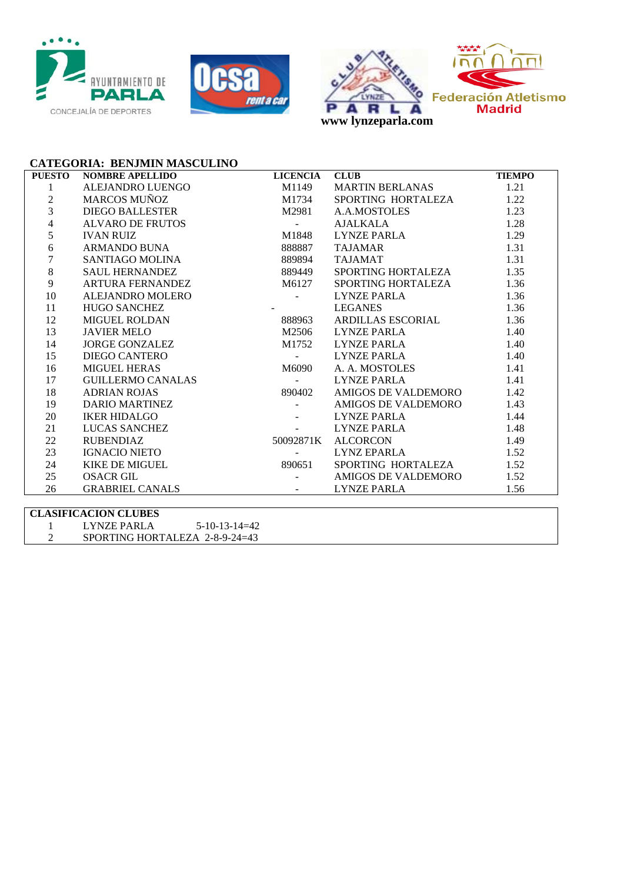AYUNTAMIENTO DE PARLA
CONCEJALÍA DE DEPORTES

Ocsa rent a car

CLUB ATLETISMO LYNZE PARLA
www lynzeparla.com

Federación Atletismo Madrid

## CATEGORIA: BENJMIN MASCULINO

| PUESTO | NOMBRE APELLIDO | LICENCIA | CLUB | TIEMPO |
|---|---|---|---|---|
| 1 | ALEJANDRO LUENGO | M1149 | MARTIN BERLANAS | 1.21 |
| 2 | MARCOS MUÑOZ | M1734 | SPORTING HORTALEZA | 1.22 |
| 3 | DIEGO BALLESTER | M2981 | A.A.MOSTOLES | 1.23 |
| 4 | ALVARO DE FRUTOS | - | AJALKALA | 1.28 |
| 5 | IVAN RUIZ | M1848 | LYNZE PARLA | 1.29 |
| 6 | ARMANDO BUNA | 888887 | TAJAMAR | 1.31 |
| 7 | SANTIAGO MOLINA | 889894 | TAJAMAT | 1.31 |
| 8 | SAUL HERNANDEZ | 889449 | SPORTING HORTALEZA | 1.35 |
| 9 | ARTURA FERNANDEZ | M6127 | SPORTING HORTALEZA | 1.36 |
| 10 | ALEJANDRO MOLERO | - | LYNZE PARLA | 1.36 |
| 11 | HUGO SANCHEZ | - | LEGANES | 1.36 |
| 12 | MIGUEL ROLDAN | 888963 | ARDILLAS ESCORIAL | 1.36 |
| 13 | JAVIER MELO | M2506 | LYNZE PARLA | 1.40 |
| 14 | JORGE GONZALEZ | M1752 | LYNZE PARLA | 1.40 |
| 15 | DIEGO CANTERO | - | LYNZE PARLA | 1.40 |
| 16 | MIGUEL HERAS | M6090 | A. A. MOSTOLES | 1.41 |
| 17 | GUILLERMO CANALAS | - | LYNZE PARLA | 1.41 |
| 18 | ADRIAN ROJAS | 890402 | AMIGOS DE VALDEMORO | 1.42 |
| 19 | DARIO MARTINEZ | - | AMIGOS DE VALDEMORO | 1.43 |
| 20 | IKER HIDALGO | - | LYNZE PARLA | 1.44 |
| 21 | LUCAS SANCHEZ | - | LYNZE PARLA | 1.48 |
| 22 | RUBENDIAZ | 50092871K | ALCORCON | 1.49 |
| 23 | IGNACIO NIETO | - | LYNZ EPARLA | 1.52 |
| 24 | KIKE DE MIGUEL | 890651 | SPORTING HORTALEZA | 1.52 |
| 25 | OSACR GIL | - | AMIGOS DE VALDEMORO | 1.52 |
| 26 | GRABRIEL CANALS | - | LYNZE PARLA | 1.56 |

## CLASIFICACION CLUBES

| | | |
|---|---|---|
| 1 | LYNZE PARLA | 5-10-13-14=42 |
| 2 | SPORTING HORTALEZA | 2-8-9-24=43 |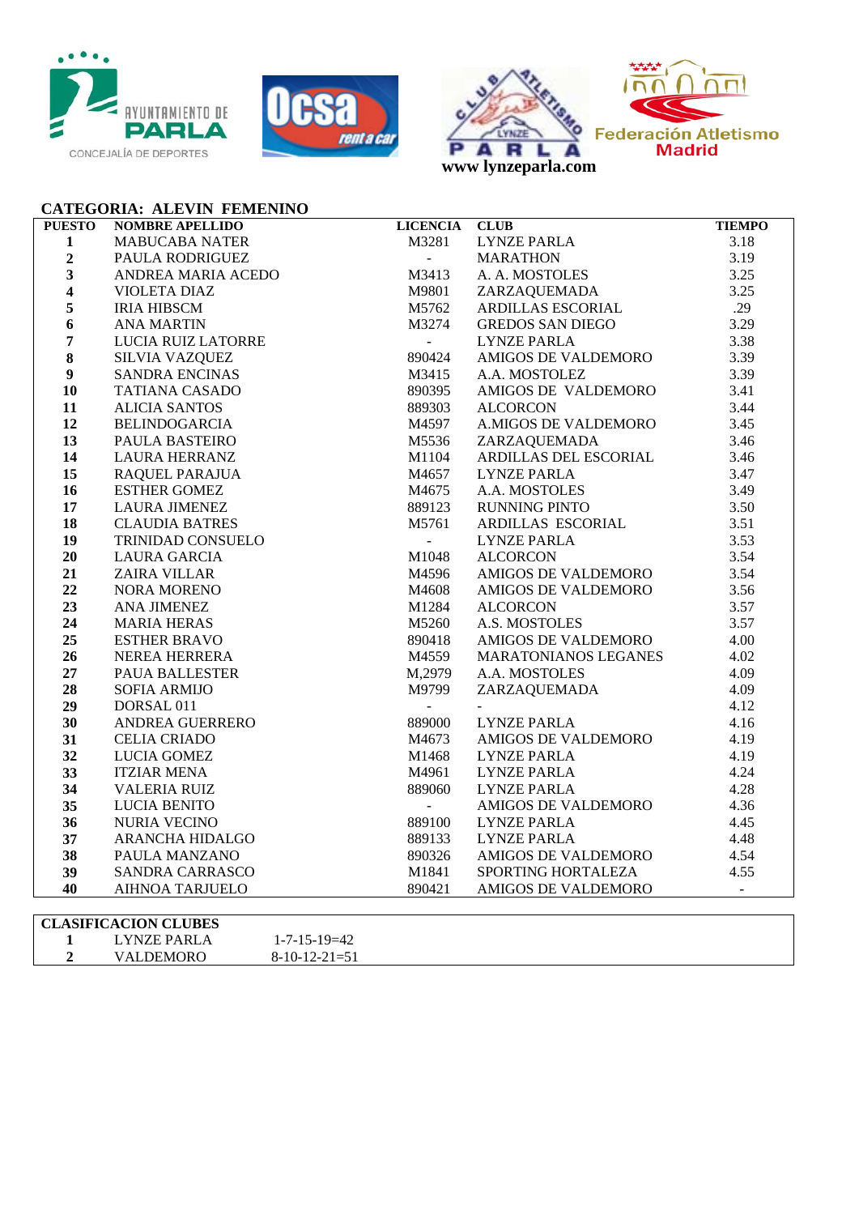AYUNTAMIENTO DE PARLA
CONCEJALÍA DE DEPORTES

Ocsa rent a car

CLUB ATLETISMO LYNZE PARLA
www lynzeparla.com

Federación Atletismo Madrid

## CATEGORIA: ALEVIN FEMENINO

| PUESTO | NOMBRE APELLIDO | LICENCIA | CLUB | TIEMPO |
|---|---|---|---|---|
| 1 | MABUCABA NATER | M3281 | LYNZE PARLA | 3.18 |
| 2 | PAULA RODRIGUEZ | - | MARATHON | 3.19 |
| 3 | ANDREA MARIA ACEDO | M3413 | A. A. MOSTOLES | 3.25 |
| 4 | VIOLETA DIAZ | M9801 | ZARZAQUEMADA | 3.25 |
| 5 | IRIA HIBSCM | M5762 | ARDILLAS ESCORIAL | .29 |
| 6 | ANA MARTIN | M3274 | GREDOS SAN DIEGO | 3.29 |
| 7 | LUCIA RUIZ LATORRE | - | LYNZE PARLA | 3.38 |
| 8 | SILVIA VAZQUEZ | 890424 | AMIGOS DE VALDEMORO | 3.39 |
| 9 | SANDRA ENCINAS | M3415 | A.A. MOSTOLEZ | 3.39 |
| 10 | TATIANA CASADO | 890395 | AMIGOS DE VALDEMORO | 3.41 |
| 11 | ALICIA SANTOS | 889303 | ALCORCON | 3.44 |
| 12 | BELINDOGARCIA | M4597 | A.MIGOS DE VALDEMORO | 3.45 |
| 13 | PAULA BASTEIRO | M5536 | ZARZAQUEMADA | 3.46 |
| 14 | LAURA HERRANZ | M1104 | ARDILLAS DEL ESCORIAL | 3.46 |
| 15 | RAQUEL PARAJUA | M4657 | LYNZE PARLA | 3.47 |
| 16 | ESTHER GOMEZ | M4675 | A.A. MOSTOLES | 3.49 |
| 17 | LAURA JIMENEZ | 889123 | RUNNING PINTO | 3.50 |
| 18 | CLAUDIA BATRES | M5761 | ARDILLAS ESCORIAL | 3.51 |
| 19 | TRINIDAD CONSUELO | - | LYNZE PARLA | 3.53 |
| 20 | LAURA GARCIA | M1048 | ALCORCON | 3.54 |
| 21 | ZAIRA VILLAR | M4596 | AMIGOS DE VALDEMORO | 3.54 |
| 22 | NORA MORENO | M4608 | AMIGOS DE VALDEMORO | 3.56 |
| 23 | ANA JIMENEZ | M1284 | ALCORCON | 3.57 |
| 24 | MARIA HERAS | M5260 | A.S. MOSTOLES | 3.57 |
| 25 | ESTHER BRAVO | 890418 | AMIGOS DE VALDEMORO | 4.00 |
| 26 | NEREA HERRERA | M4559 | MARATONIANOS LEGANES | 4.02 |
| 27 | PAUA BALLESTER | M,2979 | A.A. MOSTOLES | 4.09 |
| 28 | SOFIA ARMIJO | M9799 | ZARZAQUEMADA | 4.09 |
| 29 | DORSAL 011 | - | - | 4.12 |
| 30 | ANDREA GUERRERO | 889000 | LYNZE PARLA | 4.16 |
| 31 | CELIA CRIADO | M4673 | AMIGOS DE VALDEMORO | 4.19 |
| 32 | LUCIA GOMEZ | M1468 | LYNZE PARLA | 4.19 |
| 33 | ITZIAR MENA | M4961 | LYNZE PARLA | 4.24 |
| 34 | VALERIA RUIZ | 889060 | LYNZE PARLA | 4.28 |
| 35 | LUCIA BENITO | - | AMIGOS DE VALDEMORO | 4.36 |
| 36 | NURIA VECINO | 889100 | LYNZE PARLA | 4.45 |
| 37 | ARANCHA HIDALGO | 889133 | LYNZE PARLA | 4.48 |
| 38 | PAULA MANZANO | 890326 | AMIGOS DE VALDEMORO | 4.54 |
| 39 | SANDRA CARRASCO | M1841 | SPORTING HORTALEZA | 4.55 |
| 40 | AIHNOA TARJUELO | 890421 | AMIGOS DE VALDEMORO | - |

| CLASIFICACION CLUBES | | |
|---|---|---|
| 1 | LYNZE PARLA | 1-7-15-19=42 |
| 2 | VALDEMORO | 8-10-12-21=51 |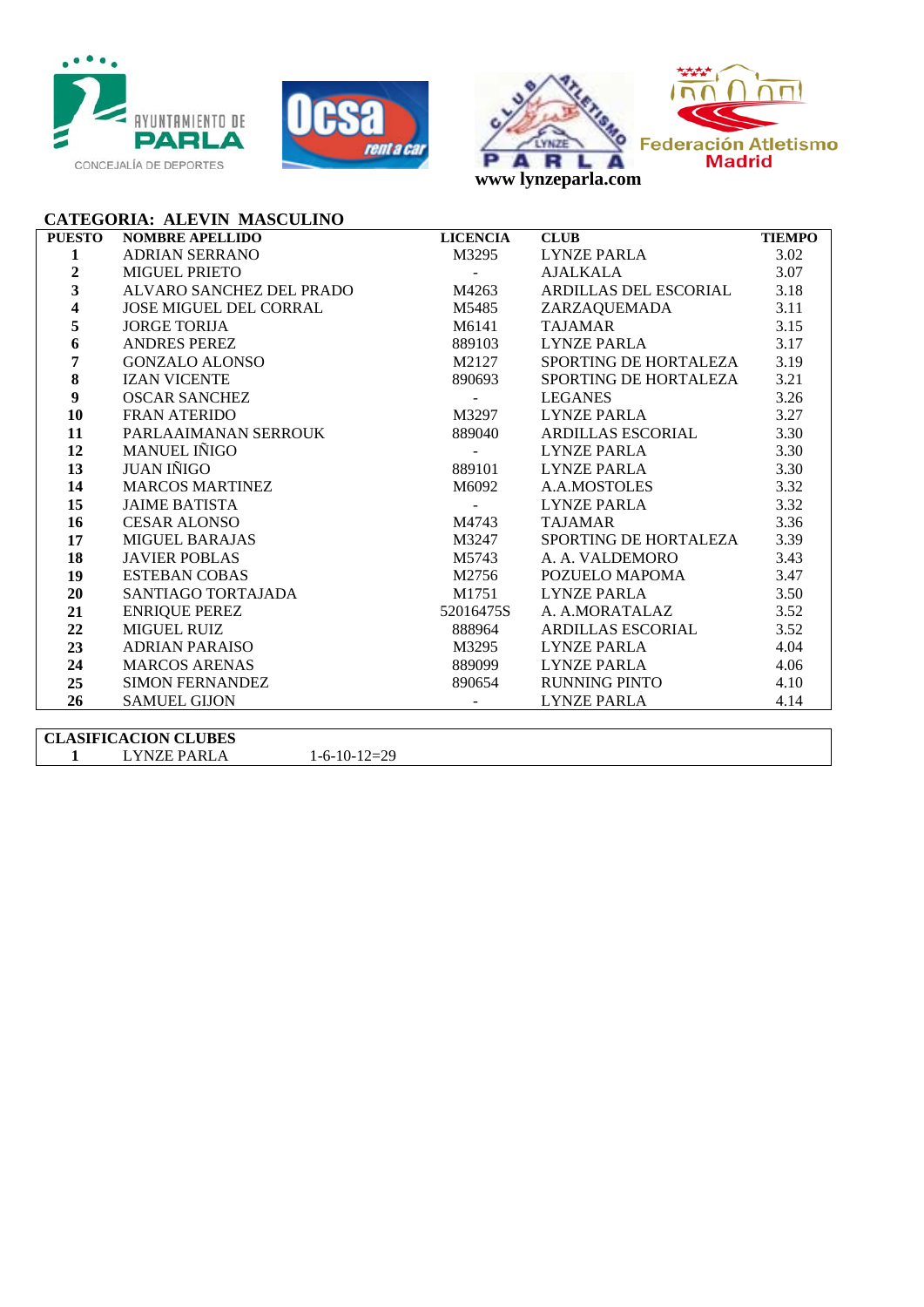AYUNTAMIENTO DE PARLA
CONCEJALÍA DE DEPORTES

Ocsa rent a car

CLUB ATLETISMO LYNZE PARLA
www lynzeparla.com

Federación Atletismo Madrid

## CATEGORIA: ALEVIN MASCULINO

| PUESTO | NOMBRE APELLIDO | LICENCIA | CLUB | TIEMPO |
|---|---|---|---|---|
| 1 | ADRIAN SERRANO | M3295 | LYNZE PARLA | 3.02 |
| 2 | MIGUEL PRIETO | - | AJALKALA | 3.07 |
| 3 | ALVARO SANCHEZ DEL PRADO | M4263 | ARDILLAS DEL ESCORIAL | 3.18 |
| 4 | JOSE MIGUEL DEL CORRAL | M5485 | ZARZAQUEMADA | 3.11 |
| 5 | JORGE TORIJA | M6141 | TAJAMAR | 3.15 |
| 6 | ANDRES PEREZ | 889103 | LYNZE PARLA | 3.17 |
| 7 | GONZALO ALONSO | M2127 | SPORTING DE HORTALEZA | 3.19 |
| 8 | IZAN VICENTE | 890693 | SPORTING DE HORTALEZA | 3.21 |
| 9 | OSCAR SANCHEZ | - | LEGANES | 3.26 |
| 10 | FRAN ATERIDO | M3297 | LYNZE PARLA | 3.27 |
| 11 | PARLAAIMANAN SERROUK | 889040 | ARDILLAS ESCORIAL | 3.30 |
| 12 | MANUEL IÑIGO | - | LYNZE PARLA | 3.30 |
| 13 | JUAN IÑIGO | 889101 | LYNZE PARLA | 3.30 |
| 14 | MARCOS MARTINEZ | M6092 | A.A.MOSTOLES | 3.32 |
| 15 | JAIME BATISTA | - | LYNZE PARLA | 3.32 |
| 16 | CESAR ALONSO | M4743 | TAJAMAR | 3.36 |
| 17 | MIGUEL BARAJAS | M3247 | SPORTING DE HORTALEZA | 3.39 |
| 18 | JAVIER POBLAS | M5743 | A. A. VALDEMORO | 3.43 |
| 19 | ESTEBAN COBAS | M2756 | POZUELO MAPOMA | 3.47 |
| 20 | SANTIAGO TORTAJADA | M1751 | LYNZE PARLA | 3.50 |
| 21 | ENRIQUE PEREZ | 52016475S | A. A.MORATALAZ | 3.52 |
| 22 | MIGUEL RUIZ | 888964 | ARDILLAS ESCORIAL | 3.52 |
| 23 | ADRIAN PARAISO | M3295 | LYNZE PARLA | 4.04 |
| 24 | MARCOS ARENAS | 889099 | LYNZE PARLA | 4.06 |
| 25 | SIMON FERNANDEZ | 890654 | RUNNING PINTO | 4.10 |
| 26 | SAMUEL GIJON | - | LYNZE PARLA | 4.14 |

**CLASIFICACION CLUBES**

| | | |
|---|---|---|
| 1 | LYNZE PARLA | 1-6-10-12=29 |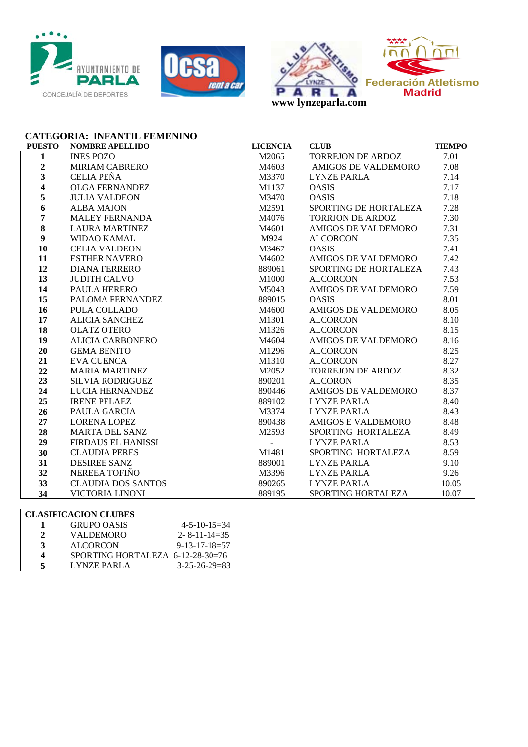Ayuntamiento de Parla – Concejalía de Deportes | Ocsa rent a car | Club Atletismo Lynze Parla | Federación Atletismo Madrid

www lynzeparla.com

## CATEGORIA: INFANTIL FEMENINO

| PUESTO | NOMBRE APELLIDO | LICENCIA | CLUB | TIEMPO |
|---|---|---|---|---|
| 1 | INES POZO | M2065 | TORREJON DE ARDOZ | 7.01 |
| 2 | MIRIAM CABRERO | M4603 | AMIGOS DE VALDEMORO | 7.08 |
| 3 | CELIA PEÑA | M3370 | LYNZE PARLA | 7.14 |
| 4 | OLGA FERNANDEZ | M1137 | OASIS | 7.17 |
| 5 | JULIA VALDEON | M3470 | OASIS | 7.18 |
| 6 | ALBA MAJON | M2591 | SPORTING DE HORTALEZA | 7.28 |
| 7 | MALEY FERNANDA | M4076 | TORRJON DE ARDOZ | 7.30 |
| 8 | LAURA MARTINEZ | M4601 | AMIGOS DE VALDEMORO | 7.31 |
| 9 | WIDAO KAMAL | M924 | ALCORCON | 7.35 |
| 10 | CELIA VALDEON | M3467 | OASIS | 7.41 |
| 11 | ESTHER NAVERO | M4602 | AMIGOS DE VALDEMORO | 7.42 |
| 12 | DIANA FERRERO | 889061 | SPORTING DE HORTALEZA | 7.43 |
| 13 | JUDITH CALVO | M1000 | ALCORCON | 7.53 |
| 14 | PAULA HERERO | M5043 | AMIGOS DE VALDEMORO | 7.59 |
| 15 | PALOMA FERNANDEZ | 889015 | OASIS | 8.01 |
| 16 | PULA COLLADO | M4600 | AMIGOS DE VALDEMORO | 8.05 |
| 17 | ALICIA SANCHEZ | M1301 | ALCORCON | 8.10 |
| 18 | OLATZ OTERO | M1326 | ALCORCON | 8.15 |
| 19 | ALICIA CARBONERO | M4604 | AMIGOS DE VALDEMORO | 8.16 |
| 20 | GEMA BENITO | M1296 | ALCORCON | 8.25 |
| 21 | EVA CUENCA | M1310 | ALCORCON | 8.27 |
| 22 | MARIA MARTINEZ | M2052 | TORREJON DE ARDOZ | 8.32 |
| 23 | SILVIA RODRIGUEZ | 890201 | ALCORCON | 8.35 |
| 24 | LUCIA HERNANDEZ | 890446 | AMIGOS DE VALDEMORO | 8.37 |
| 25 | IRENE PELAEZ | 889102 | LYNZE PARLA | 8.40 |
| 26 | PAULA GARCIA | M3374 | LYNZE PARLA | 8.43 |
| 27 | LORENA LOPEZ | 890438 | AMIGOS E VALDEMORO | 8.48 |
| 28 | MARTA DEL SANZ | M2593 | SPORTING HORTALEZA | 8.49 |
| 29 | FIRDAUS EL HANISSI | - | LYNZE PARLA | 8.53 |
| 30 | CLAUDIA PERES | M1481 | SPORTING HORTALEZA | 8.59 |
| 31 | DESIREE SANZ | 889001 | LYNZE PARLA | 9.10 |
| 32 | NEREEA TOFIÑO | M3396 | LYNZE PARLA | 9.26 |
| 33 | CLAUDIA DOS SANTOS | 890265 | LYNZE PARLA | 10.05 |
| 34 | VICTORIA LINONI | 889195 | SPORTING HORTALEZA | 10.07 |

## CLASIFICACION CLUBES

| PUESTO | CLUB | PUNTOS |
|---|---|---|
| 1 | GRUPO OASIS | 4-5-10-15=34 |
| 2 | VALDEMORO | 2- 8-11-14=35 |
| 3 | ALCORCON | 9-13-17-18=57 |
| 4 | SPORTING HORTALEZA | 6-12-28-30=76 |
| 5 | LYNZE PARLA | 3-25-26-29=83 |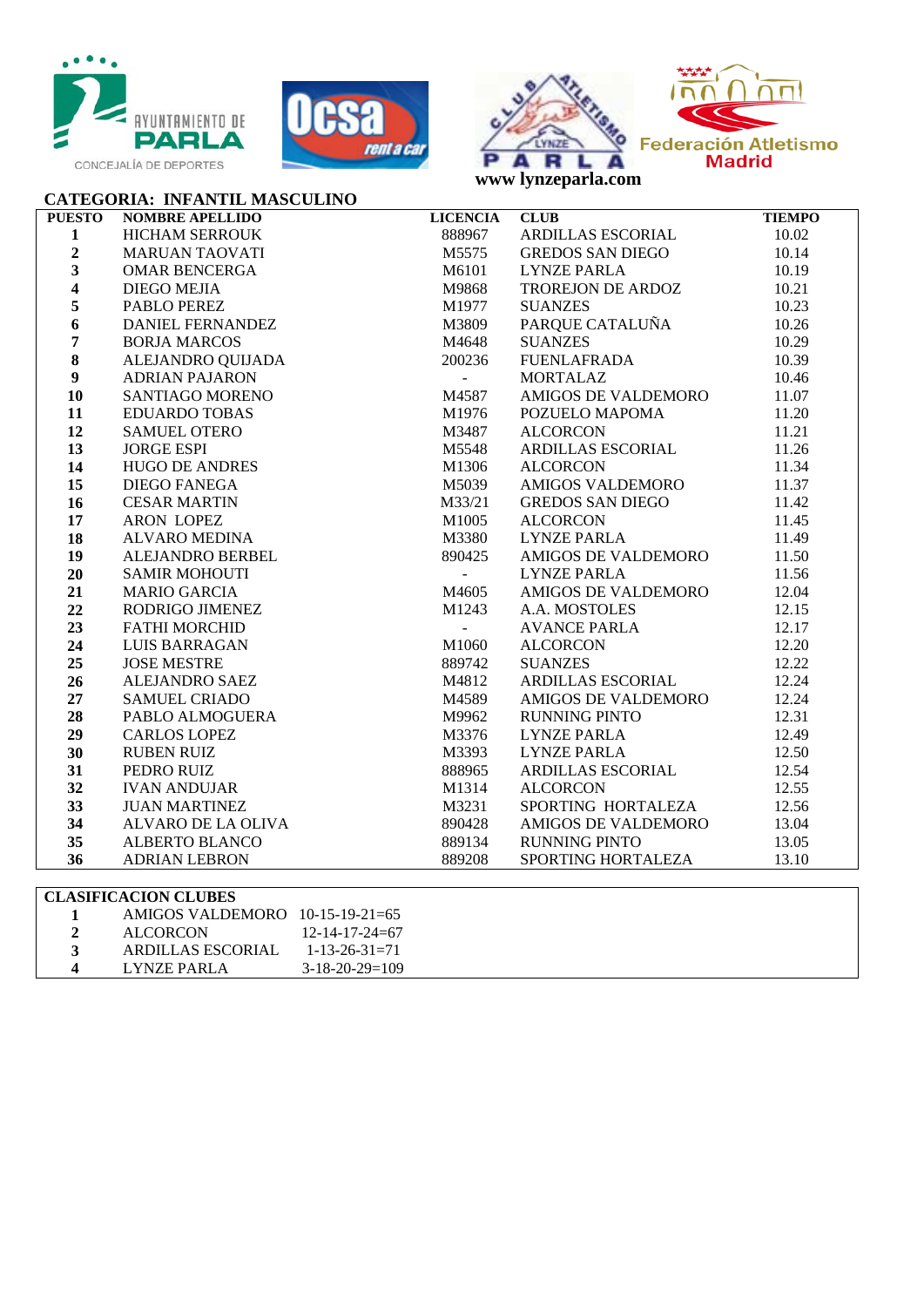Concejalía de Deportes

www lynzeparla.com

## CATEGORIA: INFANTIL MASCULINO

| PUESTO | NOMBRE APELLIDO | LICENCIA | CLUB | TIEMPO |
|---|---|---|---|---|
| 1 | HICHAM SERROUK | 888967 | ARDILLAS ESCORIAL | 10.02 |
| 2 | MARUAN TAOVATI | M5575 | GREDOS SAN DIEGO | 10.14 |
| 3 | OMAR BENCERGA | M6101 | LYNZE PARLA | 10.19 |
| 4 | DIEGO MEJIA | M9868 | TROREJON DE ARDOZ | 10.21 |
| 5 | PABLO PEREZ | M1977 | SUANZES | 10.23 |
| 6 | DANIEL FERNANDEZ | M3809 | PARQUE CATALUÑA | 10.26 |
| 7 | BORJA MARCOS | M4648 | SUANZES | 10.29 |
| 8 | ALEJANDRO QUIJADA | 200236 | FUENLAFRADA | 10.39 |
| 9 | ADRIAN PAJARON | - | MORTALAZ | 10.46 |
| 10 | SANTIAGO MORENO | M4587 | AMIGOS DE VALDEMORO | 11.07 |
| 11 | EDUARDO TOBAS | M1976 | POZUELO MAPOMA | 11.20 |
| 12 | SAMUEL OTERO | M3487 | ALCORCON | 11.21 |
| 13 | JORGE ESPI | M5548 | ARDILLAS ESCORIAL | 11.26 |
| 14 | HUGO DE ANDRES | M1306 | ALCORCON | 11.34 |
| 15 | DIEGO FANEGA | M5039 | AMIGOS VALDEMORO | 11.37 |
| 16 | CESAR MARTIN | M33/21 | GREDOS SAN DIEGO | 11.42 |
| 17 | ARON LOPEZ | M1005 | ALCORCON | 11.45 |
| 18 | ALVARO MEDINA | M3380 | LYNZE PARLA | 11.49 |
| 19 | ALEJANDRO BERBEL | 890425 | AMIGOS DE VALDEMORO | 11.50 |
| 20 | SAMIR MOHOUTI | - | LYNZE PARLA | 11.56 |
| 21 | MARIO GARCIA | M4605 | AMIGOS DE VALDEMORO | 12.04 |
| 22 | RODRIGO JIMENEZ | M1243 | A.A. MOSTOLES | 12.15 |
| 23 | FATHI MORCHID | - | AVANCE PARLA | 12.17 |
| 24 | LUIS BARRAGAN | M1060 | ALCORCON | 12.20 |
| 25 | JOSE MESTRE | 889742 | SUANZES | 12.22 |
| 26 | ALEJANDRO SAEZ | M4812 | ARDILLAS ESCORIAL | 12.24 |
| 27 | SAMUEL CRIADO | M4589 | AMIGOS DE VALDEMORO | 12.24 |
| 28 | PABLO ALMOGUERA | M9962 | RUNNING PINTO | 12.31 |
| 29 | CARLOS LOPEZ | M3376 | LYNZE PARLA | 12.49 |
| 30 | RUBEN RUIZ | M3393 | LYNZE PARLA | 12.50 |
| 31 | PEDRO RUIZ | 888965 | ARDILLAS ESCORIAL | 12.54 |
| 32 | IVAN ANDUJAR | M1314 | ALCORCON | 12.55 |
| 33 | JUAN MARTINEZ | M3231 | SPORTING HORTALEZA | 12.56 |
| 34 | ALVARO DE LA OLIVA | 890428 | AMIGOS DE VALDEMORO | 13.04 |
| 35 | ALBERTO BLANCO | 889134 | RUNNING PINTO | 13.05 |
| 36 | ADRIAN LEBRON | 889208 | SPORTING HORTALEZA | 13.10 |

| CLASIFICACION CLUBES | | |
|---|---|---|
| 1 | AMIGOS VALDEMORO | 10-15-19-21=65 |
| 2 | ALCORCON | 12-14-17-24=67 |
| 3 | ARDILLAS ESCORIAL | 1-13-26-31=71 |
| 4 | LYNZE PARLA | 3-18-20-29=109 |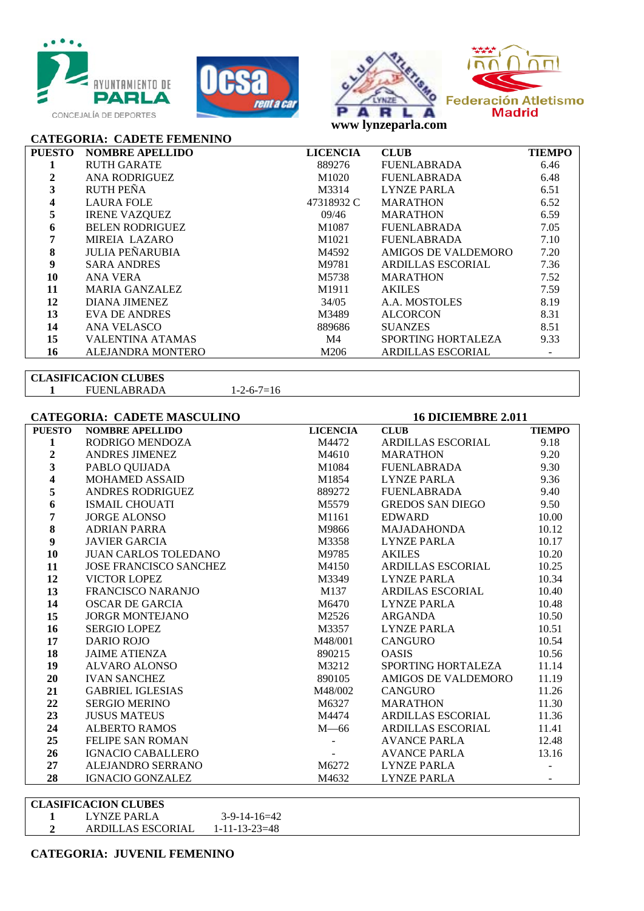AYUNTAMIENTO DE PARLA
CONCEJALÍA DE DEPORTES

www lynzeparla.com

Federación Atletismo Madrid

## CATEGORIA: CADETE FEMENINO

| PUESTO | NOMBRE APELLIDO | LICENCIA | CLUB | TIEMPO |
|---|---|---|---|---|
| 1 | RUTH GARATE | 889276 | FUENLABRADA | 6.46 |
| 2 | ANA RODRIGUEZ | M1020 | FUENLABRADA | 6.48 |
| 3 | RUTH PEÑA | M3314 | LYNZE PARLA | 6.51 |
| 4 | LAURA FOLE | 47318932 C | MARATHON | 6.52 |
| 5 | IRENE VAZQUEZ | 09/46 | MARATHON | 6.59 |
| 6 | BELEN RODRIGUEZ | M1087 | FUENLABRADA | 7.05 |
| 7 | MIREIA LAZARO | M1021 | FUENLABRADA | 7.10 |
| 8 | JULIA PEÑARUBIA | M4592 | AMIGOS DE VALDEMORO | 7.20 |
| 9 | SARA ANDRES | M9781 | ARDILLAS ESCORIAL | 7.36 |
| 10 | ANA VERA | M5738 | MARATHON | 7.52 |
| 11 | MARIA GANZALEZ | M1911 | AKILES | 7.59 |
| 12 | DIANA JIMENEZ | 34/05 | A.A. MOSTOLES | 8.19 |
| 13 | EVA DE ANDRES | M3489 | ALCORCON | 8.31 |
| 14 | ANA VELASCO | 889686 | SUANZES | 8.51 |
| 15 | VALENTINA ATAMAS | M4 | SPORTING HORTALEZA | 9.33 |
| 16 | ALEJANDRA MONTERO | M206 | ARDILLAS ESCORIAL | - |

**CLASIFICACION CLUBES**

| | | |
|---|---|---|
| 1 | FUENLABRADA | 1-2-6-7=16 |

## CATEGORIA: CADETE MASCULINO

**16 DICIEMBRE 2.011**

| PUESTO | NOMBRE APELLIDO | LICENCIA | CLUB | TIEMPO |
|---|---|---|---|---|
| 1 | RODRIGO MENDOZA | M4472 | ARDILLAS ESCORIAL | 9.18 |
| 2 | ANDRES JIMENEZ | M4610 | MARATHON | 9.20 |
| 3 | PABLO QUIJADA | M1084 | FUENLABRADA | 9.30 |
| 4 | MOHAMED ASSAID | M1854 | LYNZE PARLA | 9.36 |
| 5 | ANDRES RODRIGUEZ | 889272 | FUENLABRADA | 9.40 |
| 6 | ISMAIL CHOUATI | M5579 | GREDOS SAN DIEGO | 9.50 |
| 7 | JORGE ALONSO | M1161 | EDWARD | 10.00 |
| 8 | ADRIAN PARRA | M9866 | MAJADAHONDA | 10.12 |
| 9 | JAVIER GARCIA | M3358 | LYNZE PARLA | 10.17 |
| 10 | JUAN CARLOS TOLEDANO | M9785 | AKILES | 10.20 |
| 11 | JOSE FRANCISCO SANCHEZ | M4150 | ARDILLAS ESCORIAL | 10.25 |
| 12 | VICTOR LOPEZ | M3349 | LYNZE PARLA | 10.34 |
| 13 | FRANCISCO NARANJO | M137 | ARDILAS ESCORIAL | 10.40 |
| 14 | OSCAR DE GARCIA | M6470 | LYNZE PARLA | 10.48 |
| 15 | JORGR MONTEJANO | M2526 | ARGANDA | 10.50 |
| 16 | SERGIO LOPEZ | M3357 | LYNZE PARLA | 10.51 |
| 17 | DARIO ROJO | M48/001 | CANGURO | 10.54 |
| 18 | JAIME ATIENZA | 890215 | OASIS | 10.56 |
| 19 | ALVARO ALONSO | M3212 | SPORTING HORTALEZA | 11.14 |
| 20 | IVAN SANCHEZ | 890105 | AMIGOS DE VALDEMORO | 11.19 |
| 21 | GABRIEL IGLESIAS | M48/002 | CANGURO | 11.26 |
| 22 | SERGIO MERINO | M6327 | MARATHON | 11.30 |
| 23 | JUSUS MATEUS | M4474 | ARDILLAS ESCORIAL | 11.36 |
| 24 | ALBERTO RAMOS | M—66 | ARDILLAS ESCORIAL | 11.41 |
| 25 | FELIPE SAN ROMAN | - | AVANCE PARLA | 12.48 |
| 26 | IGNACIO CABALLERO | - | AVANCE PARLA | 13.16 |
| 27 | ALEJANDRO SERRANO | M6272 | LYNZE PARLA | - |
| 28 | IGNACIO GONZALEZ | M4632 | LYNZE PARLA | - |

**CLASIFICACION CLUBES**

| | | |
|---|---|---|
| 1 | LYNZE PARLA | 3-9-14-16=42 |
| 2 | ARDILLAS ESCORIAL | 1-11-13-23=48 |

## CATEGORIA: JUVENIL FEMENINO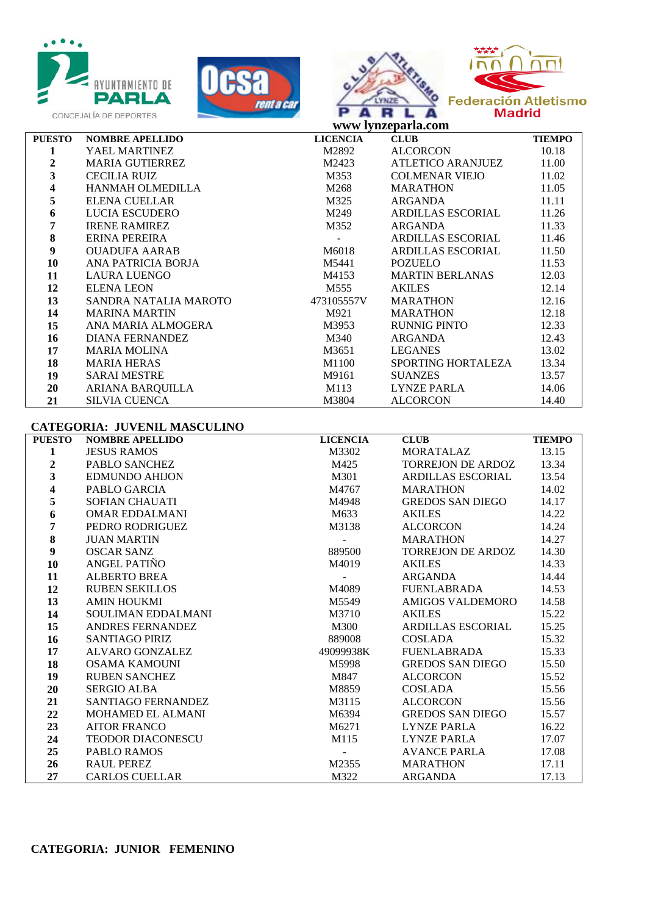AYUNTAMIENTO DE PARLA
CONCEJALÍA DE DEPORTES

Ocsa rent a car

CLUB ATLETISMO LYNZE PARLA

Federación Atletismo Madrid

www lynzeparla.com

| PUESTO | NOMBRE APELLIDO | LICENCIA | CLUB | TIEMPO |
|---|---|---|---|---|
| 1 | YAEL MARTINEZ | M2892 | ALCORCON | 10.18 |
| 2 | MARIA GUTIERREZ | M2423 | ATLETICO ARANJUEZ | 11.00 |
| 3 | CECILIA RUIZ | M353 | COLMENAR VIEJO | 11.02 |
| 4 | HANMAH OLMEDILLA | M268 | MARATHON | 11.05 |
| 5 | ELENA CUELLAR | M325 | ARGANDA | 11.11 |
| 6 | LUCIA ESCUDERO | M249 | ARDILLAS ESCORIAL | 11.26 |
| 7 | IRENE RAMIREZ | M352 | ARGANDA | 11.33 |
| 8 | ERINA PEREIRA | - | ARDILLAS ESCORIAL | 11.46 |
| 9 | OUADUFA AARAB | M6018 | ARDILLAS ESCORIAL | 11.50 |
| 10 | ANA PATRICIA BORJA | M5441 | POZUELO | 11.53 |
| 11 | LAURA LUENGO | M4153 | MARTIN BERLANAS | 12.03 |
| 12 | ELENA LEON | M555 | AKILES | 12.14 |
| 13 | SANDRA NATALIA MAROTO | 473105557V | MARATHON | 12.16 |
| 14 | MARINA MARTIN | M921 | MARATHON | 12.18 |
| 15 | ANA MARIA ALMOGERA | M3953 | RUNNIG PINTO | 12.33 |
| 16 | DIANA FERNANDEZ | M340 | ARGANDA | 12.43 |
| 17 | MARIA MOLINA | M3651 | LEGANES | 13.02 |
| 18 | MARIA HERAS | M1100 | SPORTING HORTALEZA | 13.34 |
| 19 | SARAI MESTRE | M9161 | SUANZES | 13.57 |
| 20 | ARIANA BARQUILLA | M113 | LYNZE PARLA | 14.06 |
| 21 | SILVIA CUENCA | M3804 | ALCORCON | 14.40 |

**CATEGORIA: JUVENIL MASCULINO**

| PUESTO | NOMBRE APELLIDO | LICENCIA | CLUB | TIEMPO |
|---|---|---|---|---|
| 1 | JESUS RAMOS | M3302 | MORATALAZ | 13.15 |
| 2 | PABLO SANCHEZ | M425 | TORREJON DE ARDOZ | 13.34 |
| 3 | EDMUNDO AHIJON | M301 | ARDILLAS ESCORIAL | 13.54 |
| 4 | PABLO GARCIA | M4767 | MARATHON | 14.02 |
| 5 | SOFIAN CHAUATI | M4948 | GREDOS SAN DIEGO | 14.17 |
| 6 | OMAR EDDALMANI | M633 | AKILES | 14.22 |
| 7 | PEDRO RODRIGUEZ | M3138 | ALCORCON | 14.24 |
| 8 | JUAN MARTIN | - | MARATHON | 14.27 |
| 9 | OSCAR SANZ | 889500 | TORREJON DE ARDOZ | 14.30 |
| 10 | ANGEL PATIÑO | M4019 | AKILES | 14.33 |
| 11 | ALBERTO BREA | - | ARGANDA | 14.44 |
| 12 | RUBEN SEKILLOS | M4089 | FUENLABRADA | 14.53 |
| 13 | AMIN HOUKMI | M5549 | AMIGOS VALDEMORO | 14.58 |
| 14 | SOULIMAN EDDALMANI | M3710 | AKILES | 15.22 |
| 15 | ANDRES FERNANDEZ | M300 | ARDILLAS ESCORIAL | 15.25 |
| 16 | SANTIAGO PIRIZ | 889008 | COSLADA | 15.32 |
| 17 | ALVARO GONZALEZ | 49099938K | FUENLABRADA | 15.33 |
| 18 | OSAMA KAMOUNI | M5998 | GREDOS SAN DIEGO | 15.50 |
| 19 | RUBEN SANCHEZ | M847 | ALCORCON | 15.52 |
| 20 | SERGIO ALBA | M8859 | COSLADA | 15.56 |
| 21 | SANTIAGO FERNANDEZ | M3115 | ALCORCON | 15.56 |
| 22 | MOHAMED EL ALMANI | M6394 | GREDOS SAN DIEGO | 15.57 |
| 23 | AITOR FRANCO | M6271 | LYNZE PARLA | 16.22 |
| 24 | TEODOR DIACONESCU | M115 | LYNZE PARLA | 17.07 |
| 25 | PABLO RAMOS | - | AVANCE PARLA | 17.08 |
| 26 | RAUL PEREZ | M2355 | MARATHON | 17.11 |
| 27 | CARLOS CUELLAR | M322 | ARGANDA | 17.13 |

**CATEGORIA: JUNIOR FEMENINO**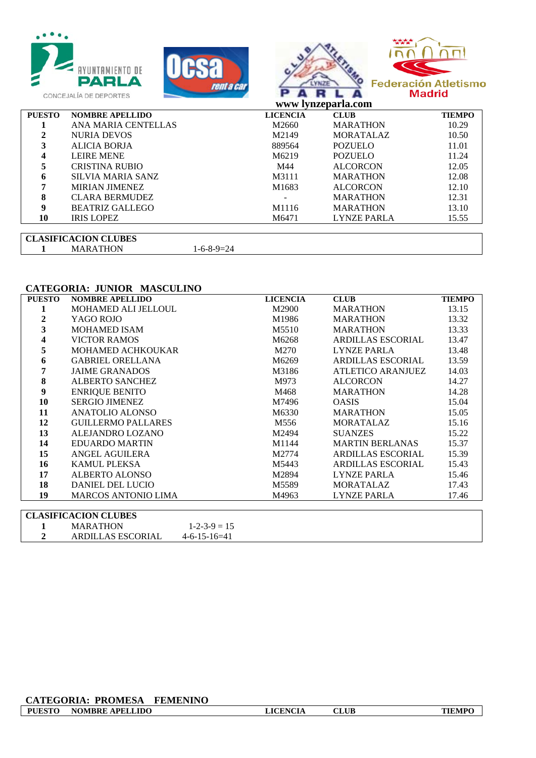AYUNTAMIENTO DE PARLA
CONCEJALÍA DE DEPORTES

Ocsa rent a car

CLUB ATLETISMO LYNZE PARLA

Federación Atletismo Madrid

www lynzeparla.com

| PUESTO | NOMBRE APELLIDO | LICENCIA | CLUB | TIEMPO |
|---|---|---|---|---|
| 1 | ANA MARIA CENTELLAS | M2660 | MARATHON | 10.29 |
| 2 | NURIA DEVOS | M2149 | MORATALAZ | 10.50 |
| 3 | ALICIA BORJA | 889564 | POZUELO | 11.01 |
| 4 | LEIRE MENE | M6219 | POZUELO | 11.24 |
| 5 | CRISTINA RUBIO | M44 | ALCORCON | 12.05 |
| 6 | SILVIA MARIA SANZ | M3111 | MARATHON | 12.08 |
| 7 | MIRIAN JIMENEZ | M1683 | ALCORCON | 12.10 |
| 8 | CLARA BERMUDEZ | - | MARATHON | 12.31 |
| 9 | BEATRIZ GALLEGO | M1116 | MARATHON | 13.10 |
| 10 | IRIS LOPEZ | M6471 | LYNZE PARLA | 15.55 |

| CLASIFICACION CLUBES | | |
|---|---|---|
| 1 | MARATHON | 1-6-8-9=24 |

## CATEGORIA: JUNIOR MASCULINO

| PUESTO | NOMBRE APELLIDO | LICENCIA | CLUB | TIEMPO |
|---|---|---|---|---|
| 1 | MOHAMED ALI JELLOUL | M2900 | MARATHON | 13.15 |
| 2 | YAGO ROJO | M1986 | MARATHON | 13.32 |
| 3 | MOHAMED ISAM | M5510 | MARATHON | 13.33 |
| 4 | VICTOR RAMOS | M6268 | ARDILLAS ESCORIAL | 13.47 |
| 5 | MOHAMED ACHKOUKAR | M270 | LYNZE PARLA | 13.48 |
| 6 | GABRIEL ORELLANA | M6269 | ARDILLAS ESCORIAL | 13.59 |
| 7 | JAIME GRANADOS | M3186 | ATLETICO ARANJUEZ | 14.03 |
| 8 | ALBERTO SANCHEZ | M973 | ALCORCON | 14.27 |
| 9 | ENRIQUE BENITO | M468 | MARATHON | 14.28 |
| 10 | SERGIO JIMENEZ | M7496 | OASIS | 15.04 |
| 11 | ANATOLIO ALONSO | M6330 | MARATHON | 15.05 |
| 12 | GUILLERMO PALLARES | M556 | MORATALAZ | 15.16 |
| 13 | ALEJANDRO LOZANO | M2494 | SUANZES | 15.22 |
| 14 | EDUARDO MARTIN | M1144 | MARTIN BERLANAS | 15.37 |
| 15 | ANGEL AGUILERA | M2774 | ARDILLAS ESCORIAL | 15.39 |
| 16 | KAMUL PLEKSA | M5443 | ARDILLAS ESCORIAL | 15.43 |
| 17 | ALBERTO ALONSO | M2894 | LYNZE PARLA | 15.46 |
| 18 | DANIEL DEL LUCIO | M5589 | MORATALAZ | 17.43 |
| 19 | MARCOS ANTONIO LIMA | M4963 | LYNZE PARLA | 17.46 |

| CLASIFICACION CLUBES | | |
|---|---|---|
| 1 | MARATHON | 1-2-3-9 = 15 |
| 2 | ARDILLAS ESCORIAL | 4-6-15-16=41 |

## CATEGORIA: PROMESA FEMENINO

| PUESTO | NOMBRE APELLIDO | LICENCIA | CLUB | TIEMPO |
|---|---|---|---|---|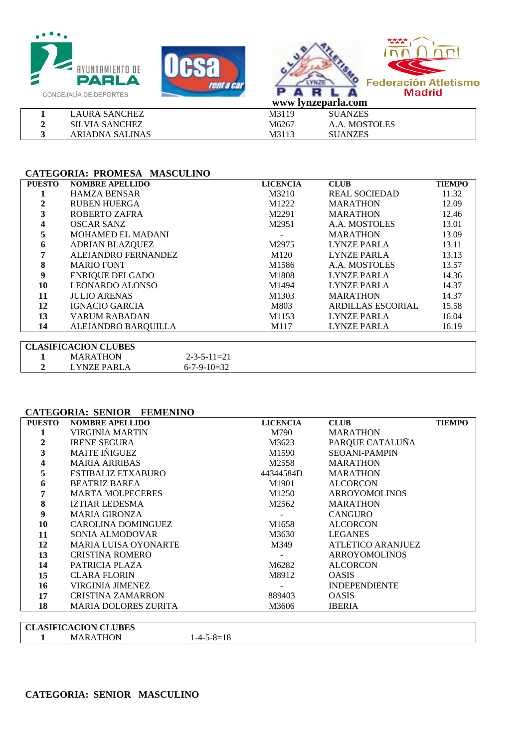AYUNTAMIENTO DE PARLA
CONCEJALÍA DE DEPORTES

Ocsa rent a car

CLUB ATLETISMO LYNZE PARLA

Federación Atletismo Madrid

www lynzeparla.com

| | | | |
|---|---|---|---|
| 1 | LAURA SANCHEZ | M3119 | SUANZES |
| 2 | SILVIA SANCHEZ | M6267 | A.A. MOSTOLES |
| 3 | ARIADNA SALINAS | M3113 | SUANZES |

## CATEGORIA: PROMESA MASCULINO

| PUESTO | NOMBRE APELLIDO | LICENCIA | CLUB | TIEMPO |
|---|---|---|---|---|
| 1 | HAMZA BENSAR | M3210 | REAL SOCIEDAD | 11.32 |
| 2 | RUBEN HUERGA | M1222 | MARATHON | 12.09 |
| 3 | ROBERTO ZAFRA | M2291 | MARATHON | 12.46 |
| 4 | OSCAR SANZ | M2951 | A.A. MOSTOLES | 13.01 |
| 5 | MOHAMED EL MADANI | - | MARATHON | 13.09 |
| 6 | ADRIAN BLAZQUEZ | M2975 | LYNZE PARLA | 13.11 |
| 7 | ALEJANDRO FERNANDEZ | M120 | LYNZE PARLA | 13.13 |
| 8 | MARIO FONT | M1586 | A.A. MOSTOLES | 13.57 |
| 9 | ENRIQUE DELGADO | M1808 | LYNZE PARLA | 14.36 |
| 10 | LEONARDO ALONSO | M1494 | LYNZE PARLA | 14.37 |
| 11 | JULIO ARENAS | M1303 | MARATHON | 14.37 |
| 12 | IGNACIO GARCIA | M803 | ARDILLAS ESCORIAL | 15.58 |
| 13 | VARUM RABADAN | M1153 | LYNZE PARLA | 16.04 |
| 14 | ALEJANDRO BARQUILLA | M117 | LYNZE PARLA | 16.19 |

| CLASIFICACION CLUBES | | |
|---|---|---|
| 1 | MARATHON | 2-3-5-11=21 |
| 2 | LYNZE PARLA | 6-7-9-10=32 |

## CATEGORIA: SENIOR FEMENINO

| PUESTO | NOMBRE APELLIDO | LICENCIA | CLUB | TIEMPO |
|---|---|---|---|---|
| 1 | VIRGINIA MARTIN | M790 | MARATHON | |
| 2 | IRENE SEGURA | M3623 | PARQUE CATALUÑA | |
| 3 | MAITE IÑIGUEZ | M1590 | SEOANI-PAMPIN | |
| 4 | MARIA ARRIBAS | M2558 | MARATHON | |
| 5 | ESTIBALIZ ETXABURO | 44344584D | MARATHON | |
| 6 | BEATRIZ BAREA | M1901 | ALCORCON | |
| 7 | MARTA MOLPECERES | M1250 | ARROYOMOLINOS | |
| 8 | IZTIAR LEDESMA | M2562 | MARATHON | |
| 9 | MARIA GIRONZA | - | CANGURO | |
| 10 | CAROLINA DOMINGUEZ | M1658 | ALCORCON | |
| 11 | SONIA ALMODOVAR | M3630 | LEGANES | |
| 12 | MARIA LUISA OYONARTE | M349 | ATLETICO ARANJUEZ | |
| 13 | CRISTINA ROMERO | - | ARROYOMOLINOS | |
| 14 | PATRICIA PLAZA | M6282 | ALCORCON | |
| 15 | CLARA FLORIN | M8912 | OASIS | |
| 16 | VIRGINIA JIMENEZ | - | INDEPENDIENTE | |
| 17 | CRISTINA ZAMARRON | 889403 | OASIS | |
| 18 | MARIA DOLORES ZURITA | M3606 | IBERIA | |

| CLASIFICACION CLUBES | | |
|---|---|---|
| 1 | MARATHON | 1-4-5-8=18 |

## CATEGORIA: SENIOR MASCULINO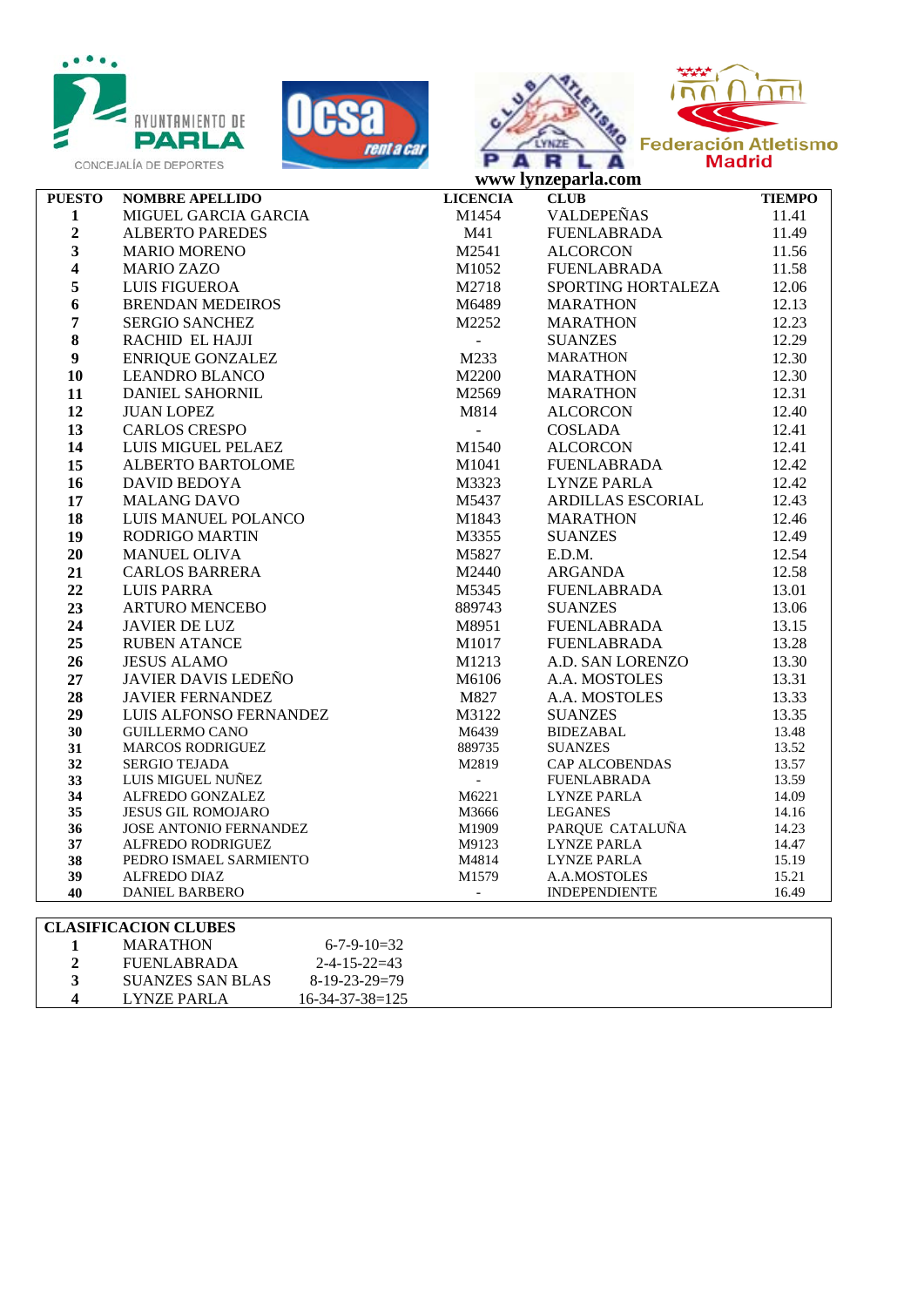AYUNTAMIENTO DE PARLA
CONCEJALÍA DE DEPORTES

Ocsa rent a car

CLUB ATLETISMO LYNZE PARLA

Federación Atletismo Madrid

www lynzeparla.com

| PUESTO | NOMBRE APELLIDO | LICENCIA | CLUB | TIEMPO |
|---|---|---|---|---|
| 1 | MIGUEL GARCIA GARCIA | M1454 | VALDEPEÑAS | 11.41 |
| 2 | ALBERTO PAREDES | M41 | FUENLABRADA | 11.49 |
| 3 | MARIO MORENO | M2541 | ALCORCON | 11.56 |
| 4 | MARIO ZAZO | M1052 | FUENLABRADA | 11.58 |
| 5 | LUIS FIGUEROA | M2718 | SPORTING HORTALEZA | 12.06 |
| 6 | BRENDAN MEDEIROS | M6489 | MARATHON | 12.13 |
| 7 | SERGIO SANCHEZ | M2252 | MARATHON | 12.23 |
| 8 | RACHID EL HAJJI | - | SUANZES | 12.29 |
| 9 | ENRIQUE GONZALEZ | M233 | MARATHON | 12.30 |
| 10 | LEANDRO BLANCO | M2200 | MARATHON | 12.30 |
| 11 | DANIEL SAHORNIL | M2569 | MARATHON | 12.31 |
| 12 | JUAN LOPEZ | M814 | ALCORCON | 12.40 |
| 13 | CARLOS CRESPO | - | COSLADA | 12.41 |
| 14 | LUIS MIGUEL PELAEZ | M1540 | ALCORCON | 12.41 |
| 15 | ALBERTO BARTOLOME | M1041 | FUENLABRADA | 12.42 |
| 16 | DAVID BEDOYA | M3323 | LYNZE PARLA | 12.42 |
| 17 | MALANG DAVO | M5437 | ARDILLAS ESCORIAL | 12.43 |
| 18 | LUIS MANUEL POLANCO | M1843 | MARATHON | 12.46 |
| 19 | RODRIGO MARTIN | M3355 | SUANZES | 12.49 |
| 20 | MANUEL OLIVA | M5827 | E.D.M. | 12.54 |
| 21 | CARLOS BARRERA | M2440 | ARGANDA | 12.58 |
| 22 | LUIS PARRA | M5345 | FUENLABRADA | 13.01 |
| 23 | ARTURO MENCEBO | 889743 | SUANZES | 13.06 |
| 24 | JAVIER DE LUZ | M8951 | FUENLABRADA | 13.15 |
| 25 | RUBEN ATANCE | M1017 | FUENLABRADA | 13.28 |
| 26 | JESUS ALAMO | M1213 | A.D. SAN LORENZO | 13.30 |
| 27 | JAVIER DAVIS LEDEÑO | M6106 | A.A. MOSTOLES | 13.31 |
| 28 | JAVIER FERNANDEZ | M827 | A.A. MOSTOLES | 13.33 |
| 29 | LUIS ALFONSO FERNANDEZ | M3122 | SUANZES | 13.35 |
| 30 | GUILLERMO CANO | M6439 | BIDEZABAL | 13.48 |
| 31 | MARCOS RODRIGUEZ | 889735 | SUANZES | 13.52 |
| 32 | SERGIO TEJADA | M2819 | CAP ALCOBENDAS | 13.57 |
| 33 | LUIS MIGUEL NUÑEZ | - | FUENLABRADA | 13.59 |
| 34 | ALFREDO GONZALEZ | M6221 | LYNZE PARLA | 14.09 |
| 35 | JESUS GIL ROMOJARO | M3666 | LEGANES | 14.16 |
| 36 | JOSE ANTONIO FERNANDEZ | M1909 | PARQUE CATALUÑA | 14.23 |
| 37 | ALFREDO RODRIGUEZ | M9123 | LYNZE PARLA | 14.47 |
| 38 | PEDRO ISMAEL SARMIENTO | M4814 | LYNZE PARLA | 15.19 |
| 39 | ALFREDO DIAZ | M1579 | A.A.MOSTOLES | 15.21 |
| 40 | DANIEL BARBERO | - | INDEPENDIENTE | 16.49 |

| CLASIFICACION CLUBES | | |
|---|---|---|
| 1 | MARATHON | 6-7-9-10=32 |
| 2 | FUENLABRADA | 2-4-15-22=43 |
| 3 | SUANZES SAN BLAS | 8-19-23-29=79 |
| 4 | LYNZE PARLA | 16-34-37-38=125 |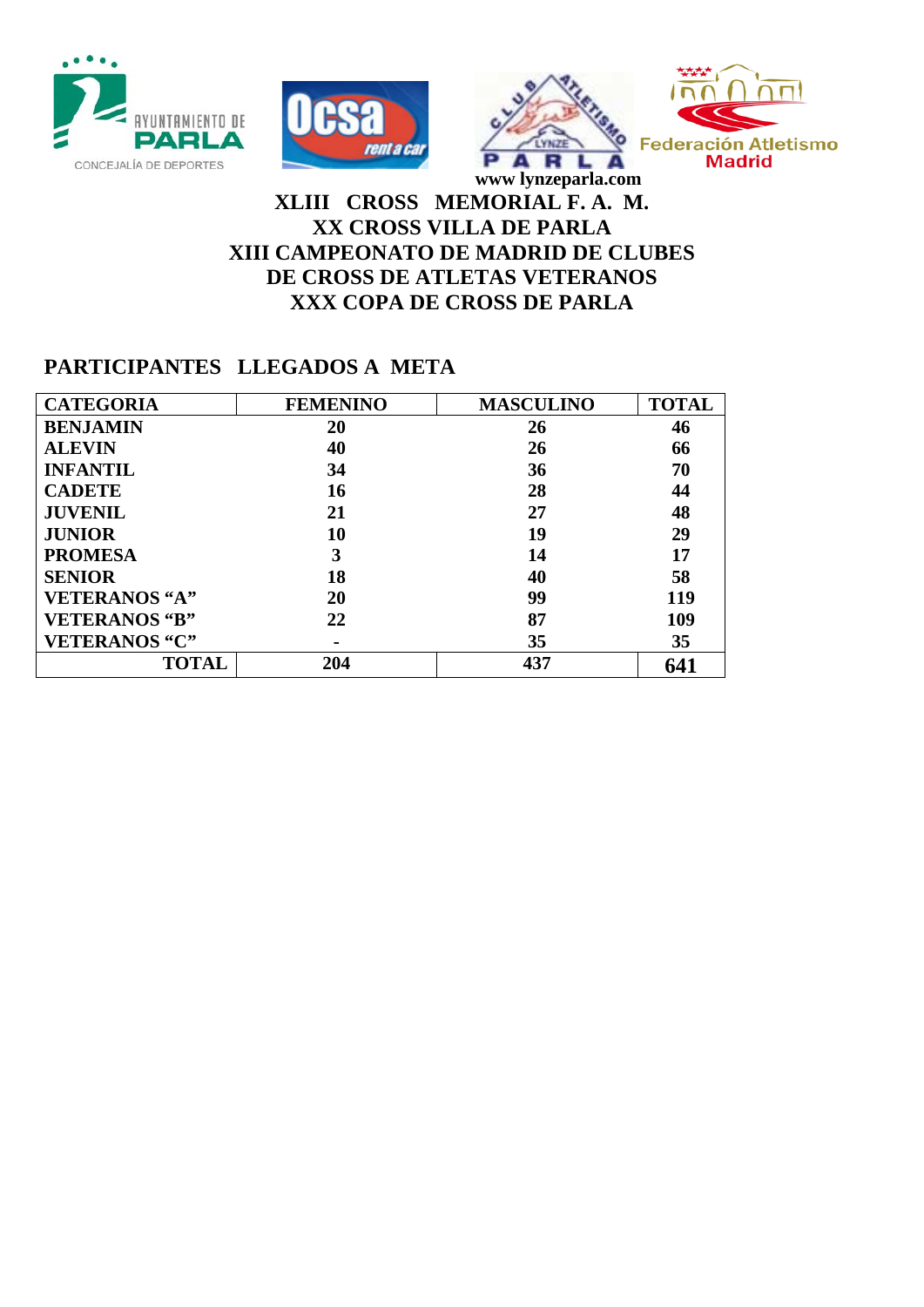AYUNTAMIENTO DE PARLA
CONCEJALÍA DE DEPORTES

Ocsa rent a car

CLUB ATLETISMO LYNZE PARLA

Federación Atletismo Madrid

www lynzeparla.com

# XLIII CROSS MEMORIAL F. A. M.
# XX CROSS VILLA DE PARLA
# XIII CAMPEONATO DE MADRID DE CLUBES DE CROSS DE ATLETAS VETERANOS
# XXX COPA DE CROSS DE PARLA

## PARTICIPANTES LLEGADOS A META

| CATEGORIA | FEMENINO | MASCULINO | TOTAL |
|---|---|---|---|
| BENJAMIN | 20 | 26 | 46 |
| ALEVIN | 40 | 26 | 66 |
| INFANTIL | 34 | 36 | 70 |
| CADETE | 16 | 28 | 44 |
| JUVENIL | 21 | 27 | 48 |
| JUNIOR | 10 | 19 | 29 |
| PROMESA | 3 | 14 | 17 |
| SENIOR | 18 | 40 | 58 |
| VETERANOS “A” | 20 | 99 | 119 |
| VETERANOS “B” | 22 | 87 | 109 |
| VETERANOS “C” | - | 35 | 35 |
| TOTAL | 204 | 437 | 641 |